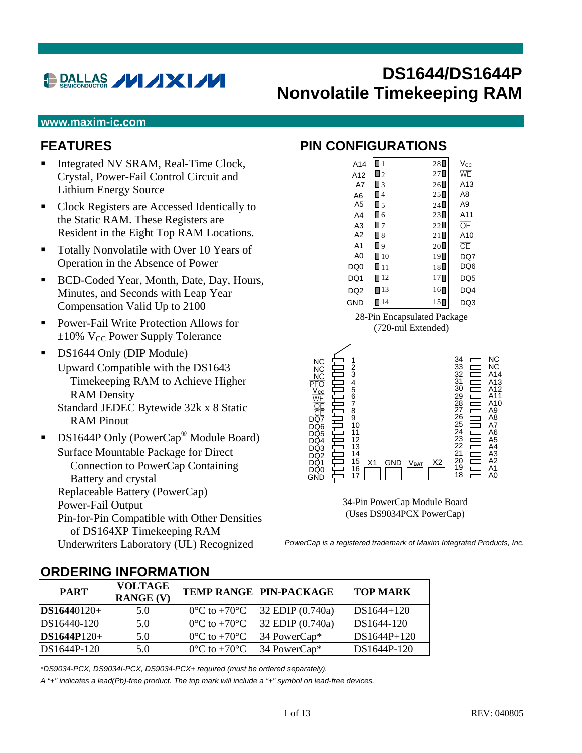# DS1644/DS1644P Nonvolatile Timekeeping RAM

www.maxim-ic.com

## FEATURES

- Integrated NV SRAM, Real-Time Clock, Crystal, Power-Fail Control Circuit and Lithium Energy Source
- Clock Registers are Accessed Identically to the Static RAM. These Registers are Resident in the Eight Top RAM Locations.
- Totally Nonvolatile with Over 10 Years of Operation in the Absence of Power
- BCD-Coded Year, Month, Date, Day, Hours, Minutes, and Seconds with Leap Year Compensation Valid Up to 2100
- Power-Fail Write Protection Allows for ±10% $V_{CC}$ Power Supply Tolerance
- DS1644 Only (DIP Module)
  Upward Compatible with the DS1643 Timekeeping RAM to Achieve Higher RAM Density
  Standard JEDEC Bytewide 32k x 8 Static RAM Pinout
- DS1644P Only (PowerCap® Module Board)
  Surface Mountable Package for Direct Connection to PowerCap Containing Battery and crystal
  Replaceable Battery (PowerCap)
  Power-Fail Output
  Pin-for-Pin Compatible with Other Densities of DS164XP Timekeeping RAM
  Underwriters Laboratory (UL) Recognized

## PIN CONFIGURATIONS

| Signal | Pin | Pin | Signal |
|---|---|---|---|
| A14 | 1 | 28 | $V_{CC}$ |
| A12 | 2 | 27 | $\overline{WE}$ |
| A7 | 3 | 26 | A13 |
| A6 | 4 | 25 | A8 |
| A5 | 5 | 24 | A9 |
| A4 | 6 | 23 | A11 |
| A3 | 7 | 22 | $\overline{OE}$ |
| A2 | 8 | 21 | A10 |
| A1 | 9 | 20 | $\overline{CE}$ |
| A0 | 10 | 19 | DQ7 |
| DQ0 | 11 | 18 | DQ6 |
| DQ1 | 12 | 17 | DQ5 |
| DQ2 | 13 | 16 | DQ4 |
| GND | 14 | 15 | DQ3 |

28-Pin Encapsulated Package
(720-mil Extended)

| Signal | Pin | Pin | Signal |
|---|---|---|---|
| NC | 1 | 34 | NC |
| NC | 2 | 33 | NC |
| NC | 3 | 32 | A14 |
| $\overline{PFO}$ | 4 | 31 | A13 |
| $V_{CC}$ | 5 | 30 | A12 |
| $\overline{WE}$ | 6 | 29 | A11 |
| $\overline{OE}$ | 7 | 28 | A10 |
| $\overline{CE}$ | 8 | 27 | A9 |
| DQ7 | 9 | 26 | A8 |
| DQ6 | 10 | 25 | A7 |
| DQ5 | 11 | 24 | A6 |
| DQ4 | 12 | 23 | A5 |
| DQ3 | 13 | 22 | A4 |
| DQ2 | 14 | 21 | A3 |
| DQ1 | 15 | 20 | A2 |
| DQ0 | 16 | 19 | A1 |
| GND | 17 | 18 | A0 |

X1 GND $V_{BAT}$ X2

34-Pin PowerCap Module Board
(Uses DS9034PCX PowerCap)

*PowerCap is a registered trademark of Maxim Integrated Products, Inc.*

## ORDERING INFORMATION

| PART | VOLTAGE RANGE (V) | TEMP RANGE | PIN-PACKAGE | TOP MARK |
|---|---|---|---|---|
| **DS1644**0120+ | 5.0 | 0°C to +70°C | 32 EDIP (0.740a) | DS1644+120 |
| DS16440-120 | 5.0 | 0°C to +70°C | 32 EDIP (0.740a) | DS1644-120 |
| **DS1644P**120+ | 5.0 | 0°C to +70°C | 34 PowerCap* | DS1644P+120 |
| DS1644P-120 | 5.0 | 0°C to +70°C | 34 PowerCap* | DS1644P-120 |

*\*DS9034-PCX, DS9034I-PCX, DS9034-PCX+ required (must be ordered separately).*

*A "+" indicates a lead(Pb)-free product. The top mark will include a "+" symbol on lead-free devices.*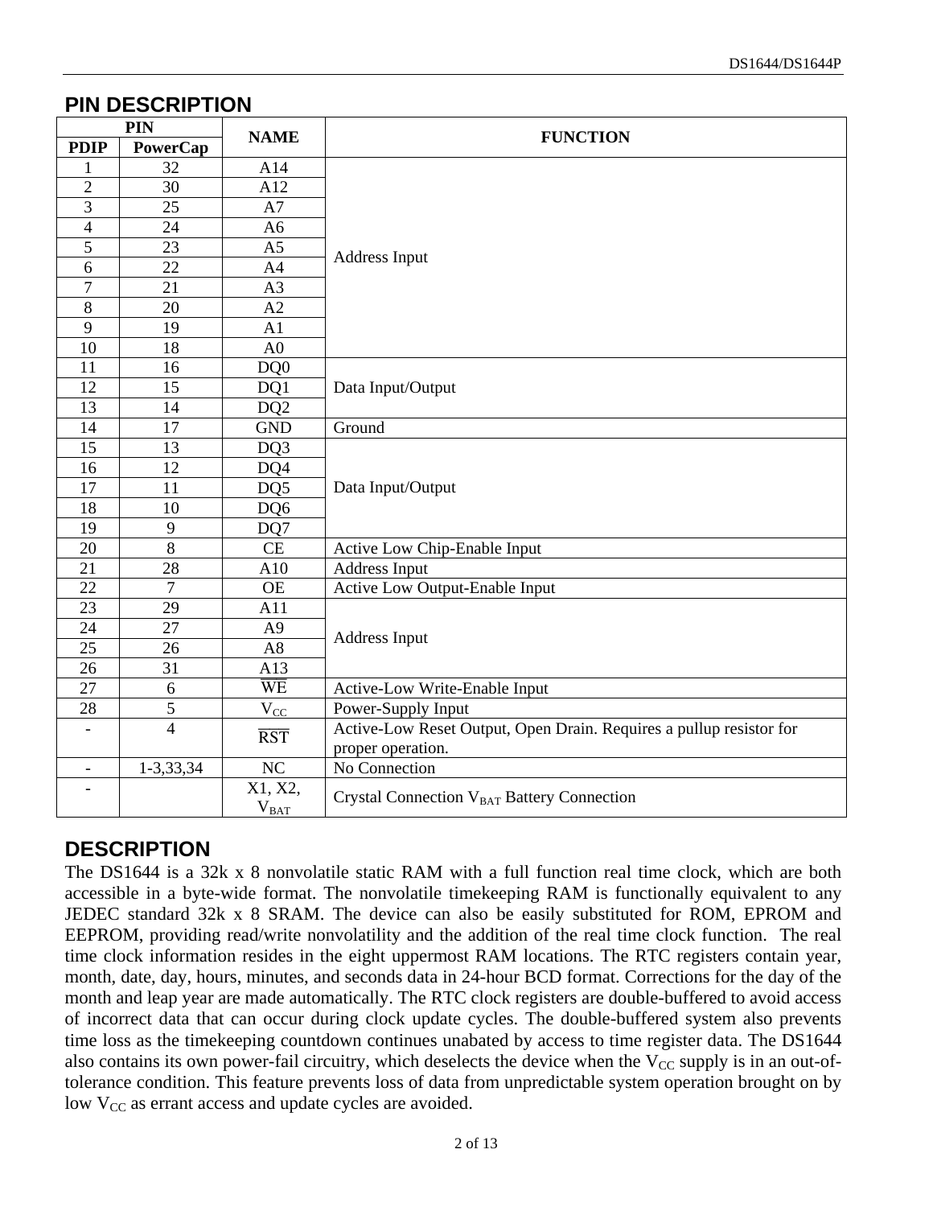## PIN DESCRIPTION

| PIN | | NAME | FUNCTION |
|---|---|---|---|
| PDIP | PowerCap | | |
| 1 | 32 | A14 | Address Input |
| 2 | 30 | A12 | |
| 3 | 25 | A7 | |
| 4 | 24 | A6 | |
| 5 | 23 | A5 | |
| 6 | 22 | A4 | |
| 7 | 21 | A3 | |
| 8 | 20 | A2 | |
| 9 | 19 | A1 | |
| 10 | 18 | A0 | |
| 11 | 16 | DQ0 | Data Input/Output |
| 12 | 15 | DQ1 | |
| 13 | 14 | DQ2 | |
| 14 | 17 | GND | Ground |
| 15 | 13 | DQ3 | Data Input/Output |
| 16 | 12 | DQ4 | |
| 17 | 11 | DQ5 | |
| 18 | 10 | DQ6 | |
| 19 | 9 | DQ7 | |
| 20 | 8 | CE | Active Low Chip-Enable Input |
| 21 | 28 | A10 | Address Input |
| 22 | 7 | OE | Active Low Output-Enable Input |
| 23 | 29 | A11 | Address Input |
| 24 | 27 | A9 | |
| 25 | 26 | A8 | |
| 26 | 31 | A13 | |
| 27 | 6 | $\overline{WE}$ | Active-Low Write-Enable Input |
| 28 | 5 | $V_{CC}$ | Power-Supply Input |
| - | 4 | $\overline{RST}$ | Active-Low Reset Output, Open Drain. Requires a pullup resistor for proper operation. |
| - | 1-3,33,34 | NC | No Connection |
| - | | X1, X2, $V_{BAT}$ | Crystal Connection $V_{BAT}$ Battery Connection |

## DESCRIPTION

The DS1644 is a 32k x 8 nonvolatile static RAM with a full function real time clock, which are both accessible in a byte-wide format. The nonvolatile timekeeping RAM is functionally equivalent to any JEDEC standard 32k x 8 SRAM. The device can also be easily substituted for ROM, EPROM and EEPROM, providing read/write nonvolatility and the addition of the real time clock function. The real time clock information resides in the eight uppermost RAM locations. The RTC registers contain year, month, date, day, hours, minutes, and seconds data in 24-hour BCD format. Corrections for the day of the month and leap year are made automatically. The RTC clock registers are double-buffered to avoid access of incorrect data that can occur during clock update cycles. The double-buffered system also prevents time loss as the timekeeping countdown continues unabated by access to time register data. The DS1644 also contains its own power-fail circuitry, which deselects the device when the $V_{CC}$ supply is in an out-of-tolerance condition. This feature prevents loss of data from unpredictable system operation brought on by low $V_{CC}$ as errant access and update cycles are avoided.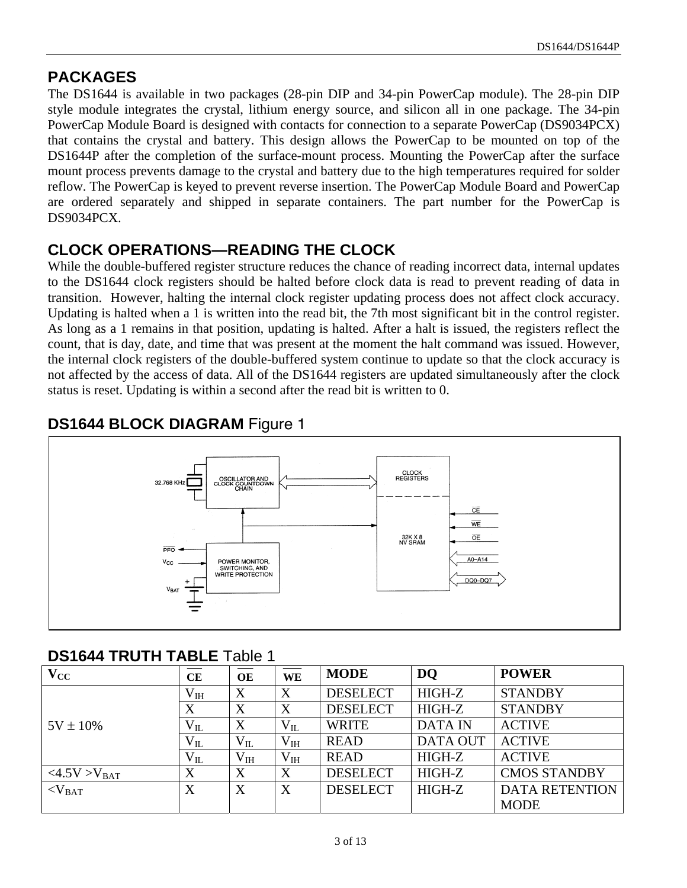## PACKAGES

The DS1644 is available in two packages (28-pin DIP and 34-pin PowerCap module). The 28-pin DIP style module integrates the crystal, lithium energy source, and silicon all in one package. The 34-pin PowerCap Module Board is designed with contacts for connection to a separate PowerCap (DS9034PCX) that contains the crystal and battery. This design allows the PowerCap to be mounted on top of the DS1644P after the completion of the surface-mount process. Mounting the PowerCap after the surface mount process prevents damage to the crystal and battery due to the high temperatures required for solder reflow. The PowerCap is keyed to prevent reverse insertion. The PowerCap Module Board and PowerCap are ordered separately and shipped in separate containers. The part number for the PowerCap is DS9034PCX.

## CLOCK OPERATIONS—READING THE CLOCK

While the double-buffered register structure reduces the chance of reading incorrect data, internal updates to the DS1644 clock registers should be halted before clock data is read to prevent reading of data in transition. However, halting the internal clock register updating process does not affect clock accuracy. Updating is halted when a 1 is written into the read bit, the 7th most significant bit in the control register. As long as a 1 remains in that position, updating is halted. After a halt is issued, the registers reflect the count, that is day, date, and time that was present at the moment the halt command was issued. However, the internal clock registers of the double-buffered system continue to update so that the clock accuracy is not affected by the access of data. All of the DS1644 registers are updated simultaneously after the clock status is reset. Updating is within a second after the read bit is written to 0.

## DS1644 BLOCK DIAGRAM Figure 1

32.768 KHz — OSCILLATOR AND CLOCK COUNTDOWN CHAIN — CLOCK REGISTERS

32K X 8 NV SRAM — $\overline{CE}$, $\overline{WE}$, $\overline{OE}$, A0–A14, DQ0–DQ7

$\overline{PFO}$, $V_{CC}$, $V_{BAT}$ — POWER MONITOR, SWITCHING, AND WRITE PROTECTION

## DS1644 TRUTH TABLE Table 1

| $V_{CC}$ | $\overline{CE}$ | $\overline{OE}$ | $\overline{WE}$ | MODE | DQ | POWER |
|---|---|---|---|---|---|---|
| 5V ± 10% | $V_{IH}$ | X | X | DESELECT | HIGH-Z | STANDBY |
| | X | X | X | DESELECT | HIGH-Z | STANDBY |
| | $V_{IL}$ | X | $V_{IL}$ | WRITE | DATA IN | ACTIVE |
| | $V_{IL}$ | $V_{IL}$ | $V_{IH}$ | READ | DATA OUT | ACTIVE |
| | $V_{IL}$ | $V_{IH}$ | $V_{IH}$ | READ | HIGH-Z | ACTIVE |
| <4.5V >$V_{BAT}$ | X | X | X | DESELECT | HIGH-Z | CMOS STANDBY |
| <$V_{BAT}$ | X | X | X | DESELECT | HIGH-Z | DATA RETENTION MODE |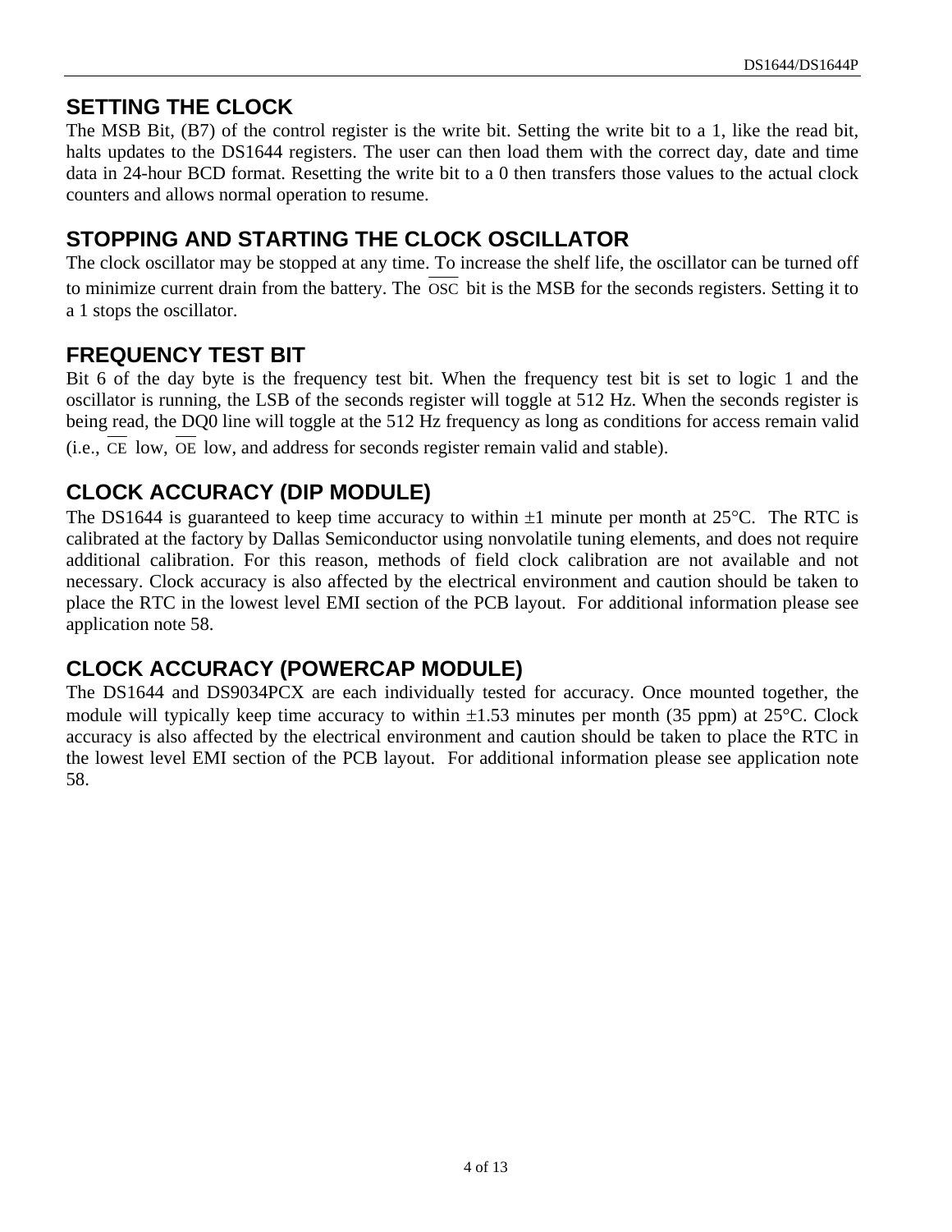## SETTING THE CLOCK

The MSB Bit, (B7) of the control register is the write bit. Setting the write bit to a 1, like the read bit, halts updates to the DS1644 registers. The user can then load them with the correct day, date and time data in 24-hour BCD format. Resetting the write bit to a 0 then transfers those values to the actual clock counters and allows normal operation to resume.

## STOPPING AND STARTING THE CLOCK OSCILLATOR

The clock oscillator may be stopped at any time. To increase the shelf life, the oscillator can be turned off to minimize current drain from the battery. The $\overline{\text{OSC}}$ bit is the MSB for the seconds registers. Setting it to a 1 stops the oscillator.

## FREQUENCY TEST BIT

Bit 6 of the day byte is the frequency test bit. When the frequency test bit is set to logic 1 and the oscillator is running, the LSB of the seconds register will toggle at 512 Hz. When the seconds register is being read, the DQ0 line will toggle at the 512 Hz frequency as long as conditions for access remain valid (i.e., $\overline{\text{CE}}$ low, $\overline{\text{OE}}$ low, and address for seconds register remain valid and stable).

## CLOCK ACCURACY (DIP MODULE)

The DS1644 is guaranteed to keep time accuracy to within ±1 minute per month at 25°C. The RTC is calibrated at the factory by Dallas Semiconductor using nonvolatile tuning elements, and does not require additional calibration. For this reason, methods of field clock calibration are not available and not necessary. Clock accuracy is also affected by the electrical environment and caution should be taken to place the RTC in the lowest level EMI section of the PCB layout. For additional information please see application note 58.

## CLOCK ACCURACY (POWERCAP MODULE)

The DS1644 and DS9034PCX are each individually tested for accuracy. Once mounted together, the module will typically keep time accuracy to within ±1.53 minutes per month (35 ppm) at 25°C. Clock accuracy is also affected by the electrical environment and caution should be taken to place the RTC in the lowest level EMI section of the PCB layout. For additional information please see application note 58.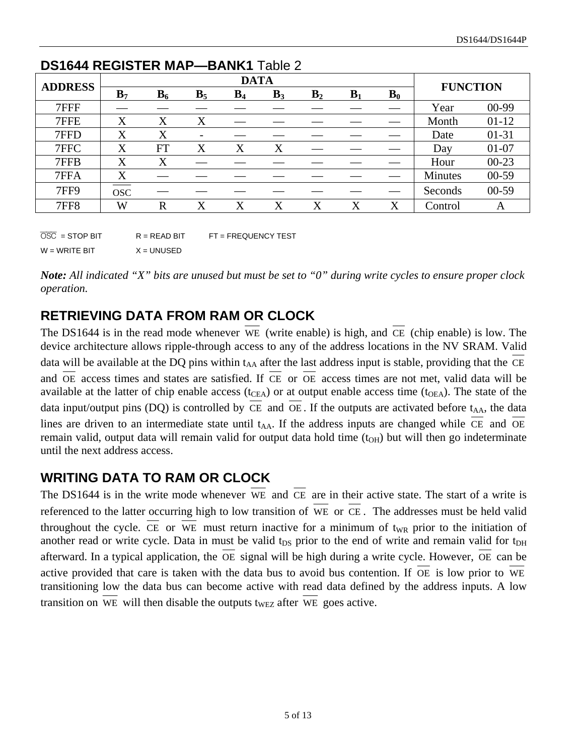## DS1644 REGISTER MAP—BANK1 Table 2

| ADDRESS | DATA | | | | | | | | FUNCTION | |
|---|---|---|---|---|---|---|---|---|---|---|
| | **B$_7$** | **B$_6$** | **B$_5$** | **B$_4$** | **B$_3$** | **B$_2$** | **B$_1$** | **B$_0$** | | |
| 7FFF | — | — | — | — | — | — | — | — | Year | 00-99 |
| 7FFE | X | X | X | — | — | — | — | — | Month | 01-12 |
| 7FFD | X | X | - | — | — | — | — | — | Date | 01-31 |
| 7FFC | X | FT | X | X | X | — | — | — | Day | 01-07 |
| 7FFB | X | X | — | — | — | — | — | — | Hour | 00-23 |
| 7FFA | X | — | — | — | — | — | — | — | Minutes | 00-59 |
| 7FF9 | $\overline{\text{OSC}}$ | — | — | — | — | — | — | — | Seconds | 00-59 |
| 7FF8 | W | R | X | X | X | X | X | X | Control | A |

$\overline{\text{OSC}}$ = STOP BIT    R = READ BIT    FT = FREQUENCY TEST

W = WRITE BIT    X = UNUSED

***Note:*** *All indicated "X" bits are unused but must be set to "0" during write cycles to ensure proper clock operation.*

## RETRIEVING DATA FROM RAM OR CLOCK

The DS1644 is in the read mode whenever $\overline{\text{WE}}$ (write enable) is high, and $\overline{\text{CE}}$ (chip enable) is low. The device architecture allows ripple-through access to any of the address locations in the NV SRAM. Valid data will be available at the DQ pins within $t_{AA}$ after the last address input is stable, providing that the $\overline{\text{CE}}$ and $\overline{\text{OE}}$ access times and states are satisfied. If $\overline{\text{CE}}$ or $\overline{\text{OE}}$ access times are not met, valid data will be available at the latter of chip enable access ($t_{CEA}$) or at output enable access time ($t_{OEA}$). The state of the data input/output pins (DQ) is controlled by $\overline{\text{CE}}$ and $\overline{\text{OE}}$. If the outputs are activated before $t_{AA}$, the data lines are driven to an intermediate state until $t_{AA}$. If the address inputs are changed while $\overline{\text{CE}}$ and $\overline{\text{OE}}$ remain valid, output data will remain valid for output data hold time ($t_{OH}$) but will then go indeterminate until the next address access.

## WRITING DATA TO RAM OR CLOCK

The DS1644 is in the write mode whenever $\overline{\text{WE}}$ and $\overline{\text{CE}}$ are in their active state. The start of a write is referenced to the latter occurring high to low transition of $\overline{\text{WE}}$ or $\overline{\text{CE}}$. The addresses must be held valid throughout the cycle. $\overline{\text{CE}}$ or $\overline{\text{WE}}$ must return inactive for a minimum of $t_{WR}$ prior to the initiation of another read or write cycle. Data in must be valid $t_{DS}$ prior to the end of write and remain valid for $t_{DH}$ afterward. In a typical application, the $\overline{\text{OE}}$ signal will be high during a write cycle. However, $\overline{\text{OE}}$ can be active provided that care is taken with the data bus to avoid bus contention. If $\overline{\text{OE}}$ is low prior to $\overline{\text{WE}}$ transitioning low the data bus can become active with read data defined by the address inputs. A low transition on $\overline{\text{WE}}$ will then disable the outputs $t_{WEZ}$ after $\overline{\text{WE}}$ goes active.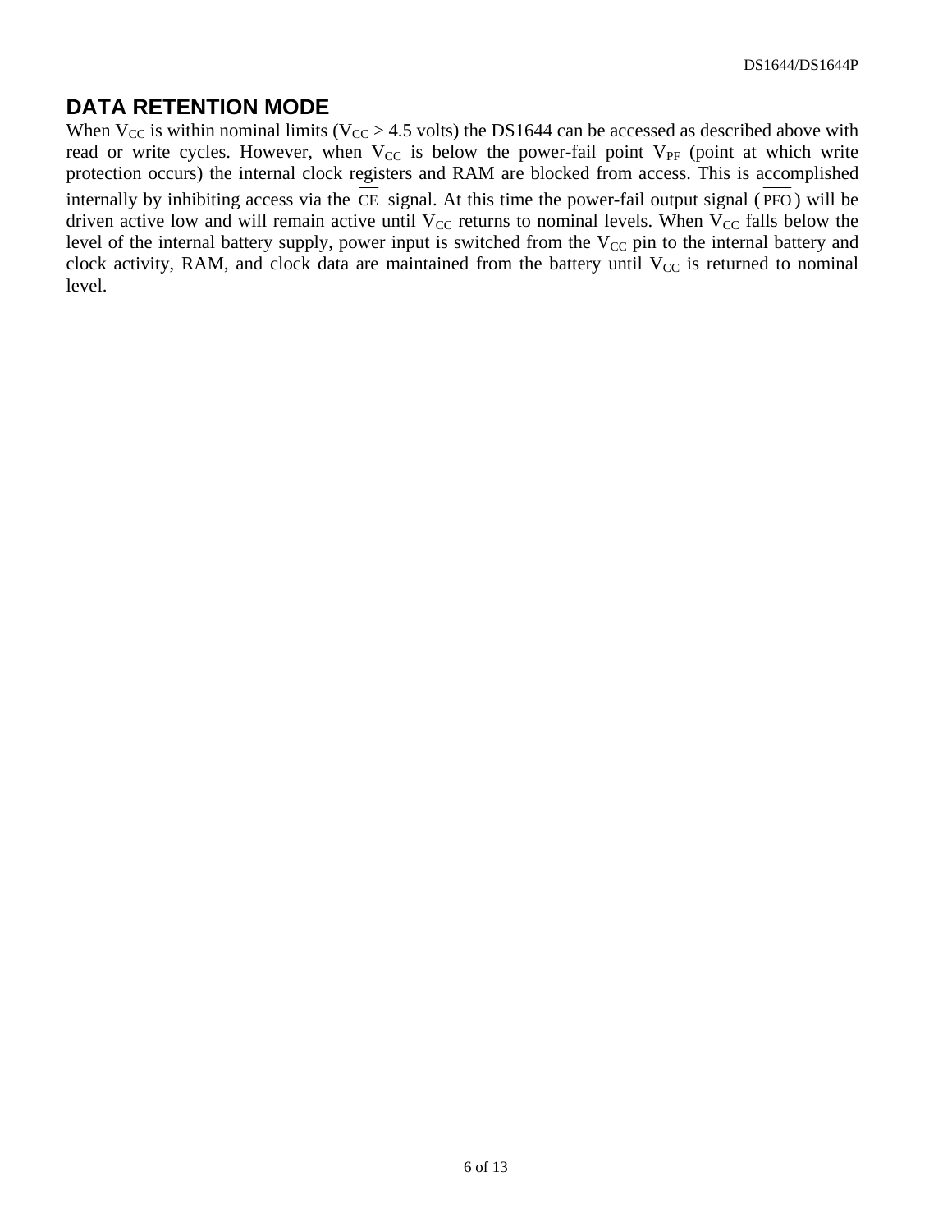## DATA RETENTION MODE

When $V_{CC}$ is within nominal limits ($V_{CC}$ > 4.5 volts) the DS1644 can be accessed as described above with read or write cycles. However, when $V_{CC}$ is below the power-fail point $V_{PF}$ (point at which write protection occurs) the internal clock registers and RAM are blocked from access. This is accomplished internally by inhibiting access via the $\overline{CE}$ signal. At this time the power-fail output signal ($\overline{PFO}$) will be driven active low and will remain active until $V_{CC}$ returns to nominal levels. When $V_{CC}$ falls below the level of the internal battery supply, power input is switched from the $V_{CC}$ pin to the internal battery and clock activity, RAM, and clock data are maintained from the battery until $V_{CC}$ is returned to nominal level.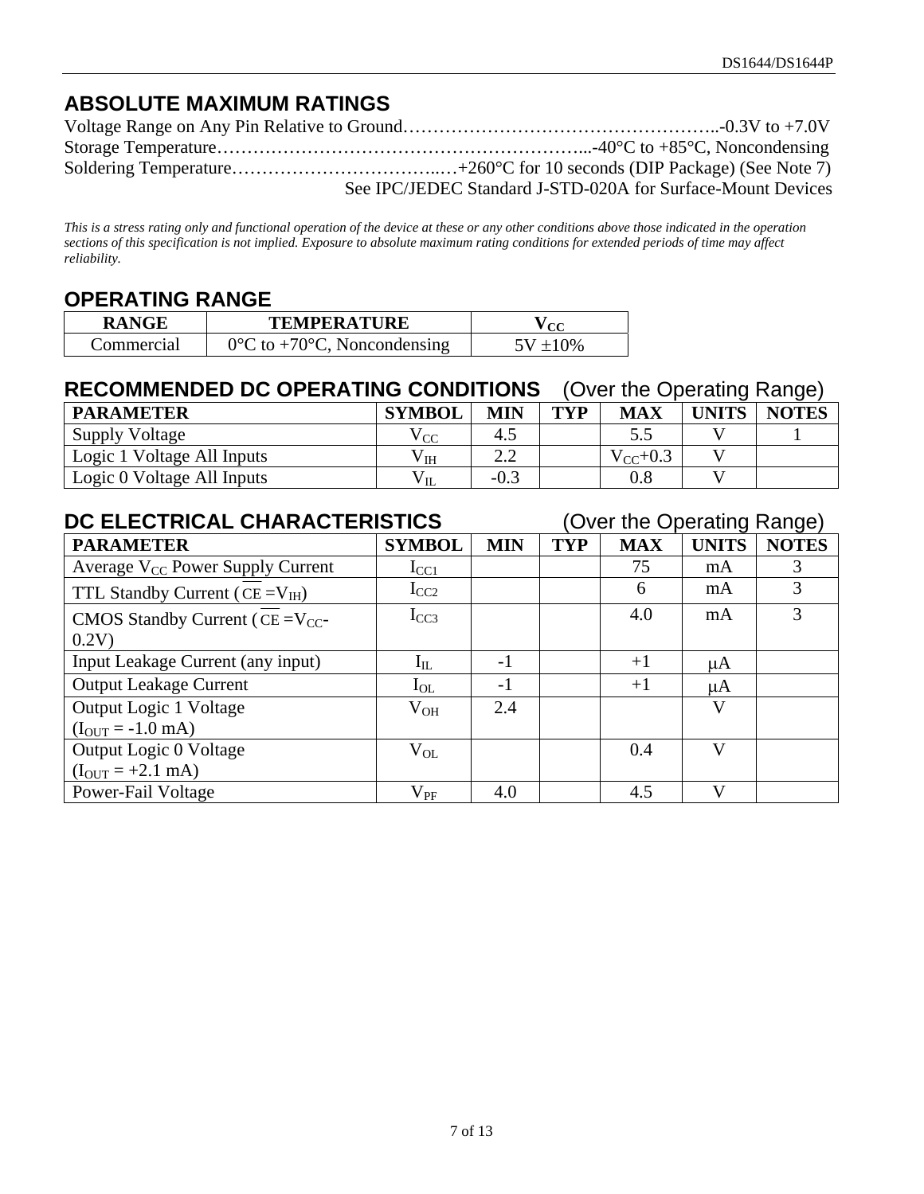## ABSOLUTE MAXIMUM RATINGS

Voltage Range on Any Pin Relative to Ground……………………………………………..-0.3V to +7.0V
Storage Temperature……………………………………………………...-40°C to +85°C, Noncondensing
Soldering Temperature……………………………...…+260°C for 10 seconds (DIP Package) (See Note 7)
See IPC/JEDEC Standard J-STD-020A for Surface-Mount Devices

*This is a stress rating only and functional operation of the device at these or any other conditions above those indicated in the operation sections of this specification is not implied. Exposure to absolute maximum rating conditions for extended periods of time may affect reliability.*

## OPERATING RANGE

| RANGE | TEMPERATURE | $V_{CC}$ |
|---|---|---|
| Commercial | 0°C to +70°C, Noncondensing | 5V ±10% |

## RECOMMENDED DC OPERATING CONDITIONS (Over the Operating Range)

| PARAMETER | SYMBOL | MIN | TYP | MAX | UNITS | NOTES |
|---|---|---|---|---|---|---|
| Supply Voltage | $V_{CC}$ | 4.5 | | 5.5 | V | 1 |
| Logic 1 Voltage All Inputs | $V_{IH}$ | 2.2 | | $V_{CC}$+0.3 | V | |
| Logic 0 Voltage All Inputs | $V_{IL}$ | -0.3 | | 0.8 | V | |

## DC ELECTRICAL CHARACTERISTICS (Over the Operating Range)

| PARAMETER | SYMBOL | MIN | TYP | MAX | UNITS | NOTES |
|---|---|---|---|---|---|---|
| Average $V_{CC}$ Power Supply Current | $I_{CC1}$ | | | 75 | mA | 3 |
| TTL Standby Current ($\overline{CE}$ =$V_{IH}$) | $I_{CC2}$ | | | 6 | mA | 3 |
| CMOS Standby Current ($\overline{CE}$ =$V_{CC}$-0.2V) | $I_{CC3}$ | | | 4.0 | mA | 3 |
| Input Leakage Current (any input) | $I_{IL}$ | -1 | | +1 | μA | |
| Output Leakage Current | $I_{OL}$ | -1 | | +1 | μA | |
| Output Logic 1 Voltage ($I_{OUT}$ = -1.0 mA) | $V_{OH}$ | 2.4 | | | V | |
| Output Logic 0 Voltage ($I_{OUT}$ = +2.1 mA) | $V_{OL}$ | | | 0.4 | V | |
| Power-Fail Voltage | $V_{PF}$ | 4.0 | | 4.5 | V | |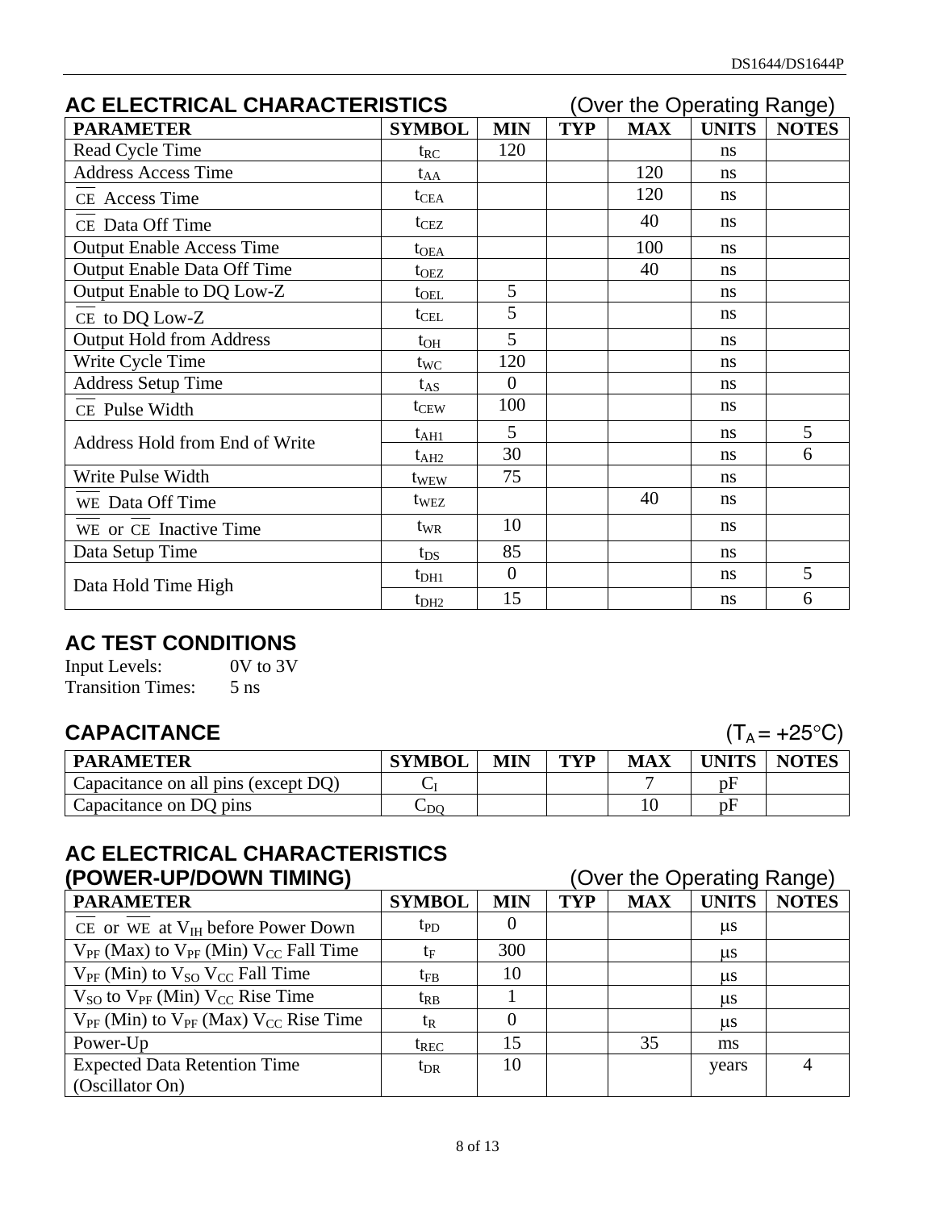## AC ELECTRICAL CHARACTERISTICS (Over the Operating Range)

| PARAMETER | SYMBOL | MIN | TYP | MAX | UNITS | NOTES |
|---|---|---|---|---|---|---|
| Read Cycle Time | $t_{RC}$ | 120 | | | ns | |
| Address Access Time | $t_{AA}$ | | | 120 | ns | |
| $\overline{CE}$ Access Time | $t_{CEA}$ | | | 120 | ns | |
| $\overline{CE}$ Data Off Time | $t_{CEZ}$ | | | 40 | ns | |
| Output Enable Access Time | $t_{OEA}$ | | | 100 | ns | |
| Output Enable Data Off Time | $t_{OEZ}$ | | | 40 | ns | |
| Output Enable to DQ Low-Z | $t_{OEL}$ | 5 | | | ns | |
| $\overline{CE}$ to DQ Low-Z | $t_{CEL}$ | 5 | | | ns | |
| Output Hold from Address | $t_{OH}$ | 5 | | | ns | |
| Write Cycle Time | $t_{WC}$ | 120 | | | ns | |
| Address Setup Time | $t_{AS}$ | 0 | | | ns | |
| $\overline{CE}$ Pulse Width | $t_{CEW}$ | 100 | | | ns | |
| Address Hold from End of Write | $t_{AH1}$ | 5 | | | ns | 5 |
| | $t_{AH2}$ | 30 | | | ns | 6 |
| Write Pulse Width | $t_{WEW}$ | 75 | | | ns | |
| $\overline{WE}$ Data Off Time | $t_{WEZ}$ | | | 40 | ns | |
| $\overline{WE}$ or $\overline{CE}$ Inactive Time | $t_{WR}$ | 10 | | | ns | |
| Data Setup Time | $t_{DS}$ | 85 | | | ns | |
| Data Hold Time High | $t_{DH1}$ | 0 | | | ns | 5 |
| | $t_{DH2}$ | 15 | | | ns | 6 |

## AC TEST CONDITIONS

Input Levels: 0V to 3V
Transition Times: 5 ns

## CAPACITANCE ($T_A$ = +25°C)

| PARAMETER | SYMBOL | MIN | TYP | MAX | UNITS | NOTES |
|---|---|---|---|---|---|---|
| Capacitance on all pins (except DQ) | $C_I$ | | | 7 | pF | |
| Capacitance on DQ pins | $C_{DQ}$ | | | 10 | pF | |

## AC ELECTRICAL CHARACTERISTICS (POWER-UP/DOWN TIMING) (Over the Operating Range)

| PARAMETER | SYMBOL | MIN | TYP | MAX | UNITS | NOTES |
|---|---|---|---|---|---|---|
| $\overline{CE}$ or $\overline{WE}$ at $V_{IH}$ before Power Down | $t_{PD}$ | 0 | | | µs | |
| $V_{PF}$ (Max) to $V_{PF}$ (Min) $V_{CC}$ Fall Time | $t_F$ | 300 | | | µs | |
| $V_{PF}$ (Min) to $V_{SO}$ $V_{CC}$ Fall Time | $t_{FB}$ | 10 | | | µs | |
| $V_{SO}$ to $V_{PF}$ (Min) $V_{CC}$ Rise Time | $t_{RB}$ | 1 | | | µs | |
| $V_{PF}$ (Min) to $V_{PF}$ (Max) $V_{CC}$ Rise Time | $t_R$ | 0 | | | µs | |
| Power-Up | $t_{REC}$ | 15 | | 35 | ms | |
| Expected Data Retention Time (Oscillator On) | $t_{DR}$ | 10 | | | years | 4 |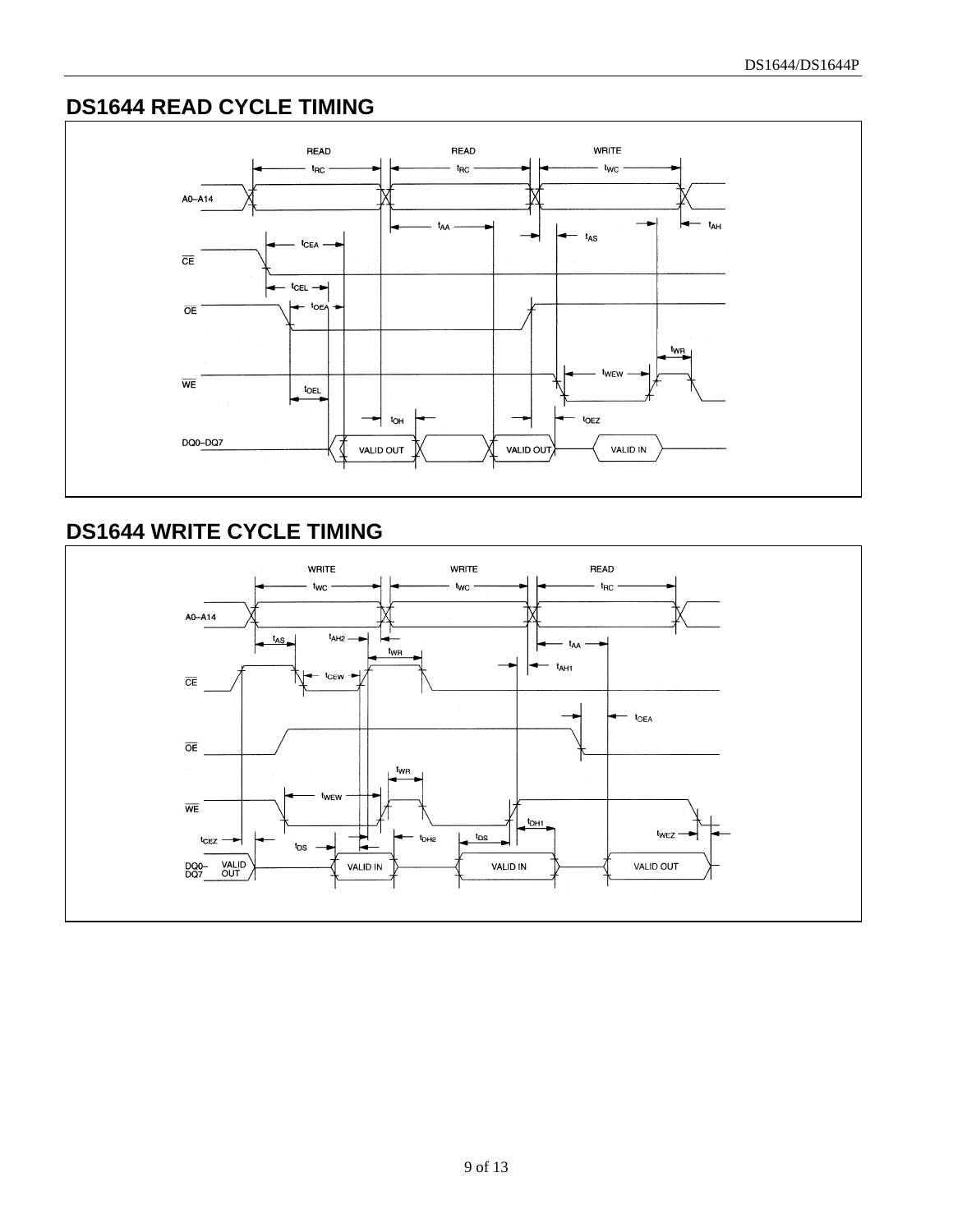## DS1644 READ CYCLE TIMING

## DS1644 WRITE CYCLE TIMING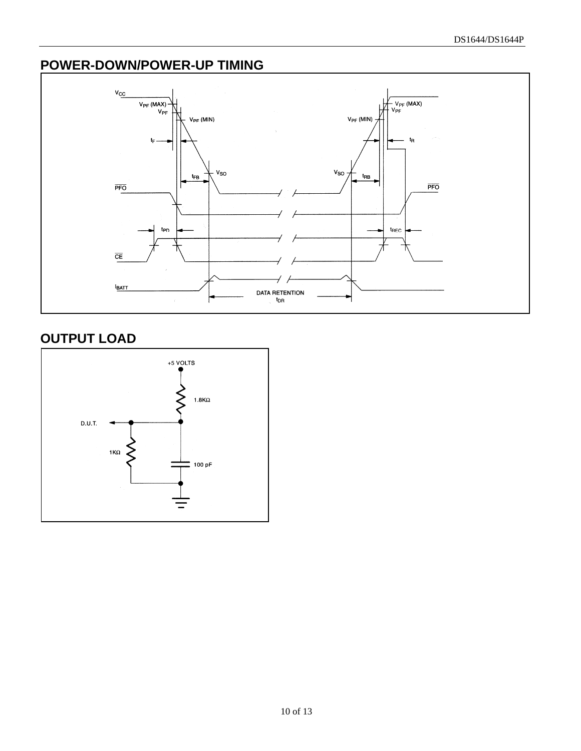## POWER-DOWN/POWER-UP TIMING

## OUTPUT LOAD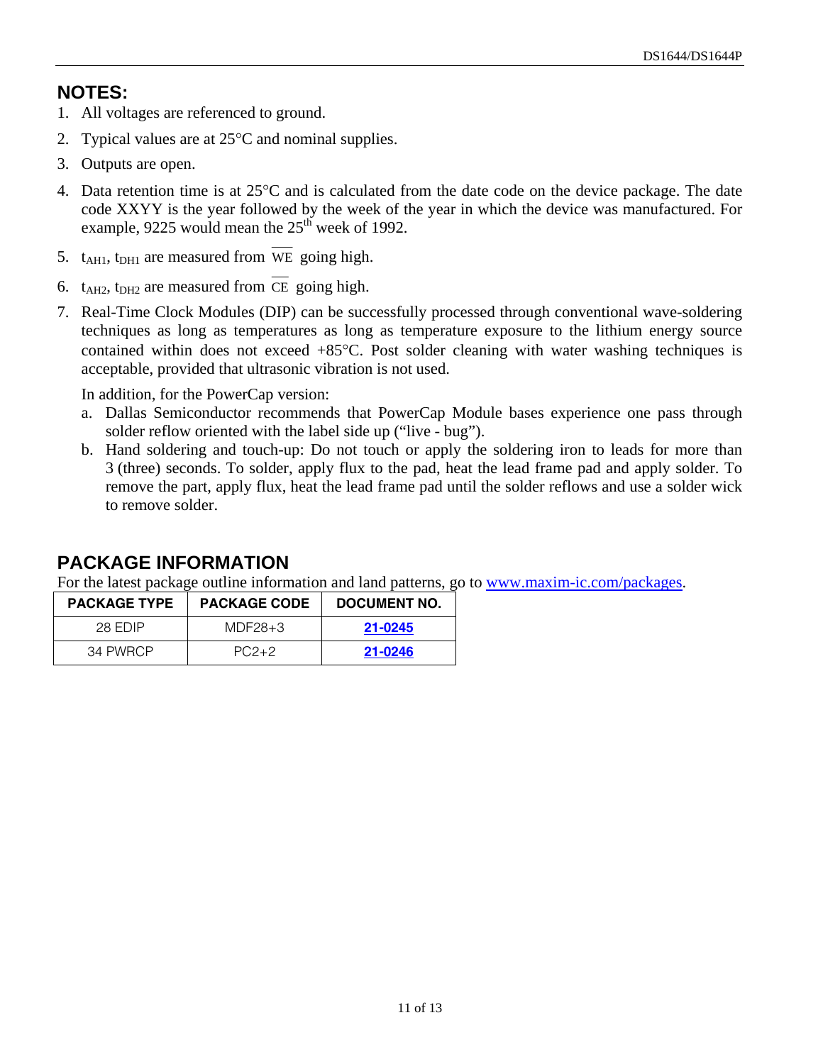## NOTES:

1. All voltages are referenced to ground.
2. Typical values are at 25°C and nominal supplies.
3. Outputs are open.
4. Data retention time is at 25°C and is calculated from the date code on the device package. The date code XXYY is the year followed by the week of the year in which the device was manufactured. For example, 9225 would mean the 25th week of 1992.
5. $t_{AH1}$, $t_{DH1}$ are measured from $\overline{WE}$ going high.
6. $t_{AH2}$, $t_{DH2}$ are measured from $\overline{CE}$ going high.
7. Real-Time Clock Modules (DIP) can be successfully processed through conventional wave-soldering techniques as long as temperatures as long as temperature exposure to the lithium energy source contained within does not exceed +85°C. Post solder cleaning with water washing techniques is acceptable, provided that ultrasonic vibration is not used.

   In addition, for the PowerCap version:

   a. Dallas Semiconductor recommends that PowerCap Module bases experience one pass through solder reflow oriented with the label side up ("live - bug").
   b. Hand soldering and touch-up: Do not touch or apply the soldering iron to leads for more than 3 (three) seconds. To solder, apply flux to the pad, heat the lead frame pad and apply solder. To remove the part, apply flux, heat the lead frame pad until the solder reflows and use a solder wick to remove solder.

## PACKAGE INFORMATION

For the latest package outline information and land patterns, go to www.maxim-ic.com/packages.

| PACKAGE TYPE | PACKAGE CODE | DOCUMENT NO. |
|---|---|---|
| 28 EDIP | MDF28+3 | 21-0245 |
| 34 PWRCP | PC2+2 | 21-0246 |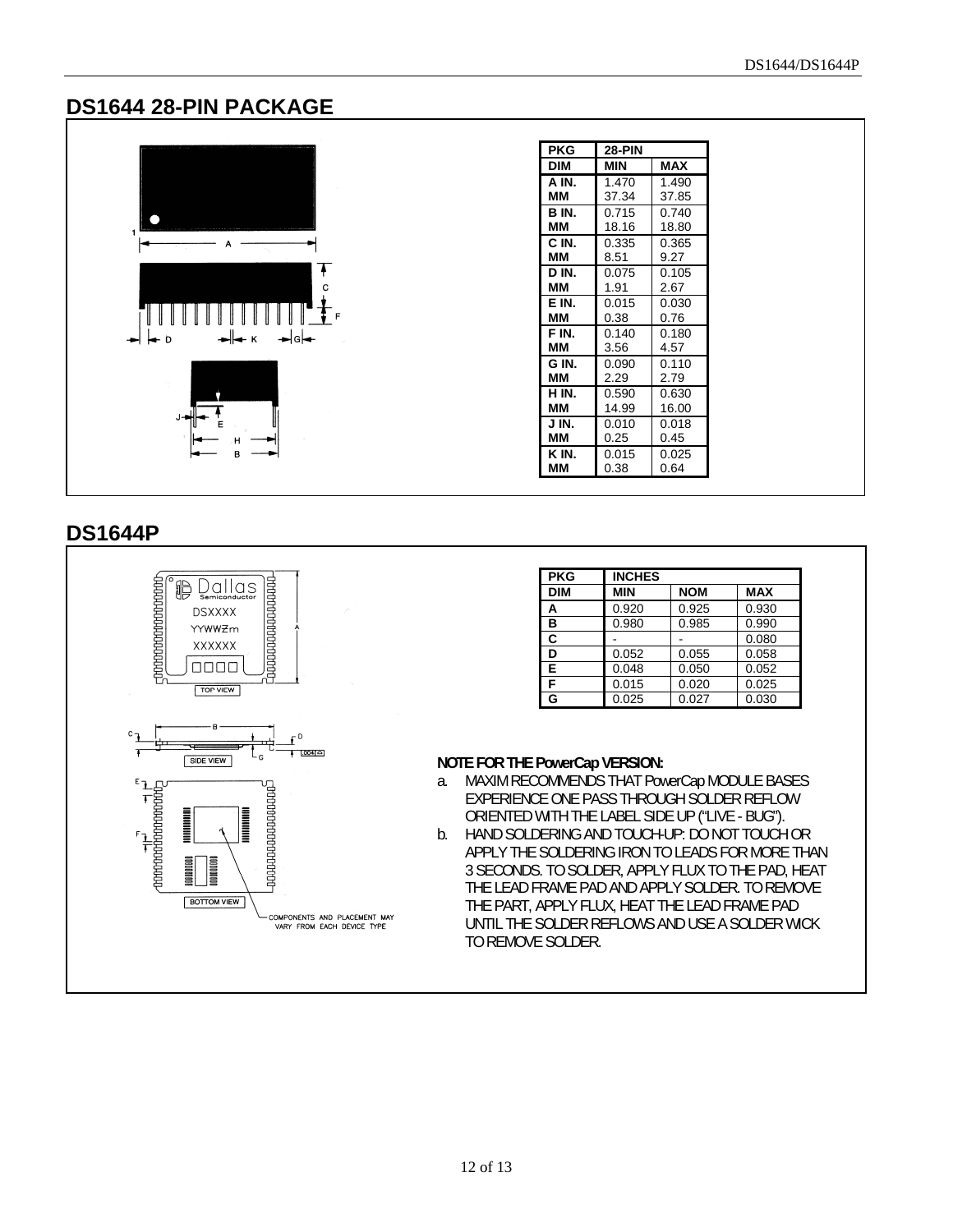## DS1644 28-PIN PACKAGE

| PKG | 28-PIN | |
|---|---|---|
| DIM | MIN | MAX |
| A IN.<br>MM | 1.470<br>37.34 | 1.490<br>37.85 |
| B IN.<br>MM | 0.715<br>18.16 | 0.740<br>18.80 |
| C IN.<br>MM | 0.335<br>8.51 | 0.365<br>9.27 |
| D IN.<br>MM | 0.075<br>1.91 | 0.105<br>2.67 |
| E IN.<br>MM | 0.015<br>0.38 | 0.030<br>0.76 |
| F IN.<br>MM | 0.140<br>3.56 | 0.180<br>4.57 |
| G IN.<br>MM | 0.090<br>2.29 | 0.110<br>2.79 |
| H IN.<br>MM | 0.590<br>14.99 | 0.630<br>16.00 |
| J IN.<br>MM | 0.010<br>0.25 | 0.018<br>0.45 |
| K IN.<br>MM | 0.015<br>0.38 | 0.025<br>0.64 |

## DS1644P

| PKG | INCHES | | |
|---|---|---|---|
| DIM | MIN | NOM | MAX |
| A | 0.920 | 0.925 | 0.930 |
| B | 0.980 | 0.985 | 0.990 |
| C | - | - | 0.080 |
| D | 0.052 | 0.055 | 0.058 |
| E | 0.048 | 0.050 | 0.052 |
| F | 0.015 | 0.020 | 0.025 |
| G | 0.025 | 0.027 | 0.030 |

TOP VIEW

SIDE VIEW

BOTTOM VIEW

COMPONENTS AND PLACEMENT MAY VARY FROM EACH DEVICE TYPE

**NOTE FOR THE PowerCap VERSION:**

a. MAXIM RECOMMENDS THAT PowerCap MODULE BASES EXPERIENCE ONE PASS THROUGH SOLDER REFLOW ORIENTED WITH THE LABEL SIDE UP ("LIVE - BUG").

b. HAND SOLDERING AND TOUCH-UP: DO NOT TOUCH OR APPLY THE SOLDERING IRON TO LEADS FOR MORE THAN 3 SECONDS. TO SOLDER, APPLY FLUX TO THE PAD, HEAT THE LEAD FRAME PAD AND APPLY SOLDER. TO REMOVE THE PART, APPLY FLUX, HEAT THE LEAD FRAME PAD UNTIL THE SOLDER REFLOWS AND USE A SOLDER WICK TO REMOVE SOLDER.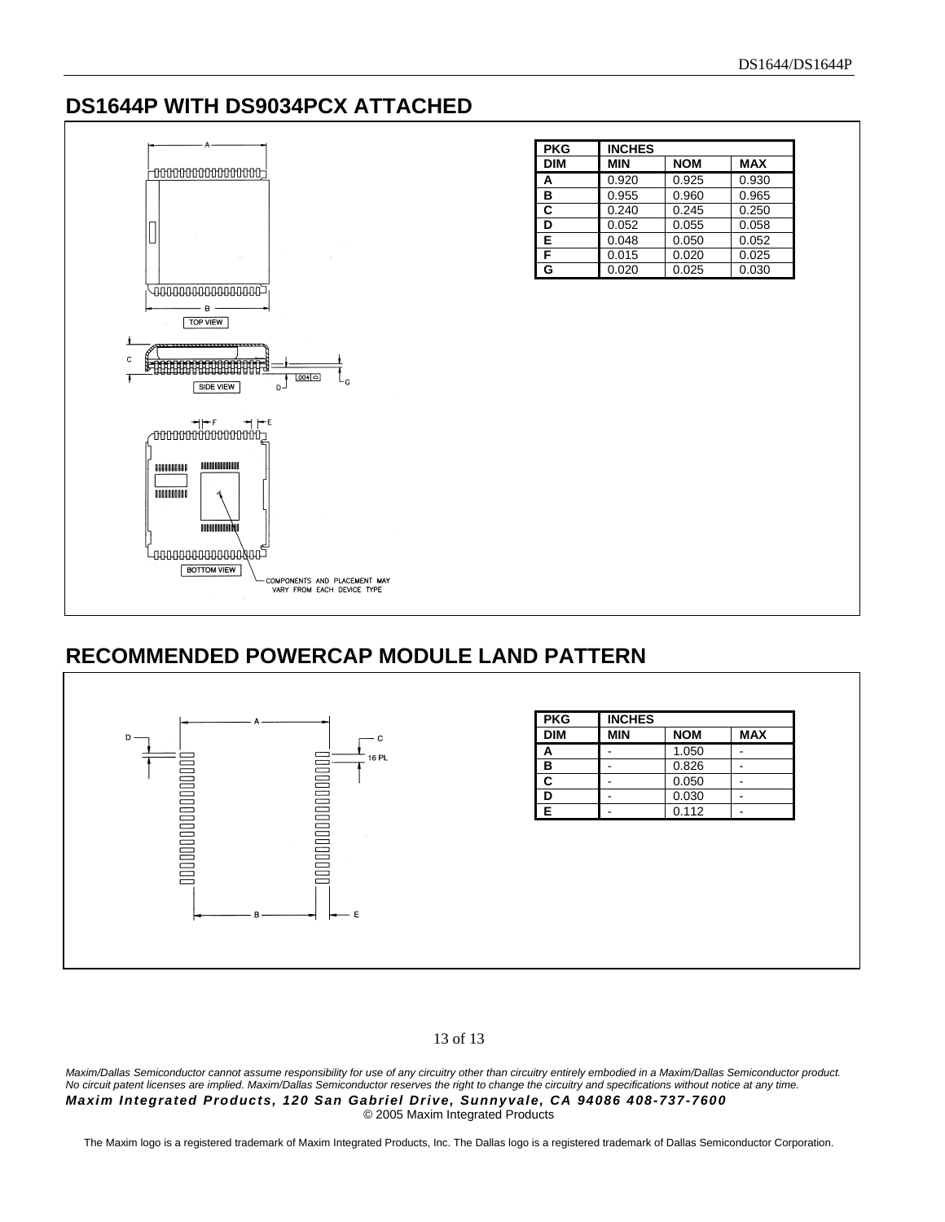## DS1644P WITH DS9034PCX ATTACHED

A

B

TOP VIEW

C

SIDE VIEW

D

.004

G

F

E

BOTTOM VIEW

COMPONENTS AND PLACEMENT MAY VARY FROM EACH DEVICE TYPE

| PKG | INCHES | | |
|---|---|---|---|
| DIM | MIN | NOM | MAX |
| A | 0.920 | 0.925 | 0.930 |
| B | 0.955 | 0.960 | 0.965 |
| C | 0.240 | 0.245 | 0.250 |
| D | 0.052 | 0.055 | 0.058 |
| E | 0.048 | 0.050 | 0.052 |
| F | 0.015 | 0.020 | 0.025 |
| G | 0.020 | 0.025 | 0.030 |

## RECOMMENDED POWERCAP MODULE LAND PATTERN

A

D

C

16 PL

B

E

| PKG | INCHES | | |
|---|---|---|---|
| DIM | MIN | NOM | MAX |
| A | - | 1.050 | - |
| B | - | 0.826 | - |
| C | - | 0.050 | - |
| D | - | 0.030 | - |
| E | - | 0.112 | - |

*Maxim/Dallas Semiconductor cannot assume responsibility for use of any circuitry other than circuitry entirely embodied in a Maxim/Dallas Semiconductor product. No circuit patent licenses are implied. Maxim/Dallas Semiconductor reserves the right to change the circuitry and specifications without notice at any time.*

***Maxim Integrated Products, 120 San Gabriel Drive, Sunnyvale, CA 94086 408-737-7600***

© 2005 Maxim Integrated Products

The Maxim logo is a registered trademark of Maxim Integrated Products, Inc. The Dallas logo is a registered trademark of Dallas Semiconductor Corporation.